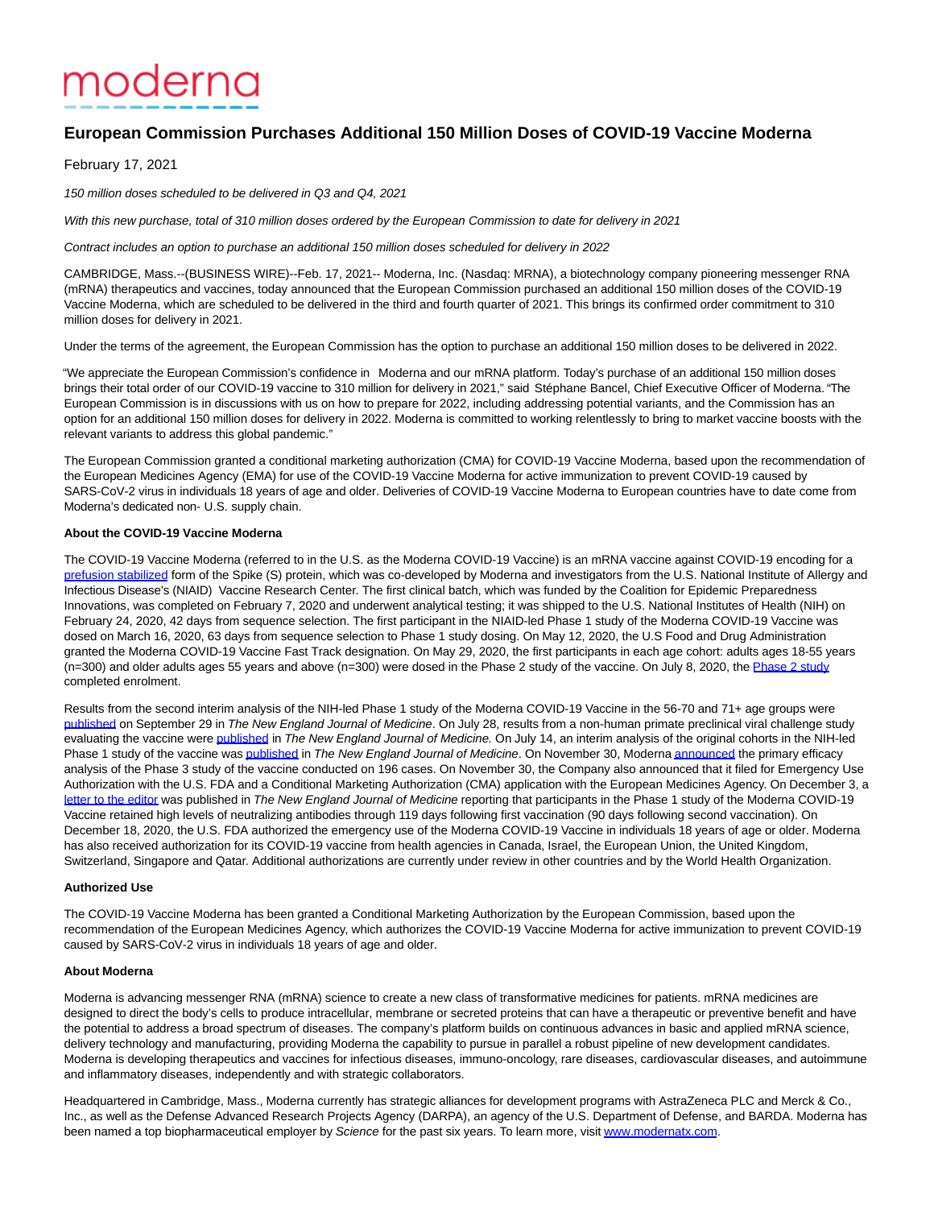moderna

# European Commission Purchases Additional 150 Million Doses of COVID-19 Vaccine Moderna

February 17, 2021

*150 million doses scheduled to be delivered in Q3 and Q4, 2021*

*With this new purchase, total of 310 million doses ordered by the European Commission to date for delivery in 2021*

*Contract includes an option to purchase an additional 150 million doses scheduled for delivery in 2022*

CAMBRIDGE, Mass.--(BUSINESS WIRE)--Feb. 17, 2021-- Moderna, Inc. (Nasdaq: MRNA), a biotechnology company pioneering messenger RNA (mRNA) therapeutics and vaccines, today announced that the European Commission purchased an additional 150 million doses of the COVID-19 Vaccine Moderna, which are scheduled to be delivered in the third and fourth quarter of 2021. This brings its confirmed order commitment to 310 million doses for delivery in 2021.

Under the terms of the agreement, the European Commission has the option to purchase an additional 150 million doses to be delivered in 2022.

"We appreciate the European Commission's confidence in Moderna and our mRNA platform. Today's purchase of an additional 150 million doses brings their total order of our COVID-19 vaccine to 310 million for delivery in 2021," said Stéphane Bancel, Chief Executive Officer of Moderna. "The European Commission is in discussions with us on how to prepare for 2022, including addressing potential variants, and the Commission has an option for an additional 150 million doses for delivery in 2022. Moderna is committed to working relentlessly to bring to market vaccine boosts with the relevant variants to address this global pandemic."

The European Commission granted a conditional marketing authorization (CMA) for COVID-19 Vaccine Moderna, based upon the recommendation of the European Medicines Agency (EMA) for use of the COVID-19 Vaccine Moderna for active immunization to prevent COVID-19 caused by SARS-CoV-2 virus in individuals 18 years of age and older. Deliveries of COVID-19 Vaccine Moderna to European countries have to date come from Moderna's dedicated non- U.S. supply chain.

**About the COVID-19 Vaccine Moderna**

The COVID-19 Vaccine Moderna (referred to in the U.S. as the Moderna COVID-19 Vaccine) is an mRNA vaccine against COVID-19 encoding for a prefusion stabilized form of the Spike (S) protein, which was co-developed by Moderna and investigators from the U.S. National Institute of Allergy and Infectious Disease's (NIAID) Vaccine Research Center. The first clinical batch, which was funded by the Coalition for Epidemic Preparedness Innovations, was completed on February 7, 2020 and underwent analytical testing; it was shipped to the U.S. National Institutes of Health (NIH) on February 24, 2020, 42 days from sequence selection. The first participant in the NIAID-led Phase 1 study of the Moderna COVID-19 Vaccine was dosed on March 16, 2020, 63 days from sequence selection to Phase 1 study dosing. On May 12, 2020, the U.S Food and Drug Administration granted the Moderna COVID-19 Vaccine Fast Track designation. On May 29, 2020, the first participants in each age cohort: adults ages 18-55 years (n=300) and older adults ages 55 years and above (n=300) were dosed in the Phase 2 study of the vaccine. On July 8, 2020, the Phase 2 study completed enrolment.

Results from the second interim analysis of the NIH-led Phase 1 study of the Moderna COVID-19 Vaccine in the 56-70 and 71+ age groups were published on September 29 in *The New England Journal of Medicine*. On July 28, results from a non-human primate preclinical viral challenge study evaluating the vaccine were published in *The New England Journal of Medicine.* On July 14, an interim analysis of the original cohorts in the NIH-led Phase 1 study of the vaccine was published in *The New England Journal of Medicine*. On November 30, Moderna announced the primary efficacy analysis of the Phase 3 study of the vaccine conducted on 196 cases. On November 30, the Company also announced that it filed for Emergency Use Authorization with the U.S. FDA and a Conditional Marketing Authorization (CMA) application with the European Medicines Agency. On December 3, a letter to the editor was published in *The New England Journal of Medicine* reporting that participants in the Phase 1 study of the Moderna COVID-19 Vaccine retained high levels of neutralizing antibodies through 119 days following first vaccination (90 days following second vaccination). On December 18, 2020, the U.S. FDA authorized the emergency use of the Moderna COVID-19 Vaccine in individuals 18 years of age or older. Moderna has also received authorization for its COVID-19 vaccine from health agencies in Canada, Israel, the European Union, the United Kingdom, Switzerland, Singapore and Qatar. Additional authorizations are currently under review in other countries and by the World Health Organization.

**Authorized Use**

The COVID-19 Vaccine Moderna has been granted a Conditional Marketing Authorization by the European Commission, based upon the recommendation of the European Medicines Agency, which authorizes the COVID-19 Vaccine Moderna for active immunization to prevent COVID-19 caused by SARS-CoV-2 virus in individuals 18 years of age and older.

**About Moderna**

Moderna is advancing messenger RNA (mRNA) science to create a new class of transformative medicines for patients. mRNA medicines are designed to direct the body's cells to produce intracellular, membrane or secreted proteins that can have a therapeutic or preventive benefit and have the potential to address a broad spectrum of diseases. The company's platform builds on continuous advances in basic and applied mRNA science, delivery technology and manufacturing, providing Moderna the capability to pursue in parallel a robust pipeline of new development candidates. Moderna is developing therapeutics and vaccines for infectious diseases, immuno-oncology, rare diseases, cardiovascular diseases, and autoimmune and inflammatory diseases, independently and with strategic collaborators.

Headquartered in Cambridge, Mass., Moderna currently has strategic alliances for development programs with AstraZeneca PLC and Merck & Co., Inc., as well as the Defense Advanced Research Projects Agency (DARPA), an agency of the U.S. Department of Defense, and BARDA. Moderna has been named a top biopharmaceutical employer by *Science* for the past six years. To learn more, visit www.modernatx.com.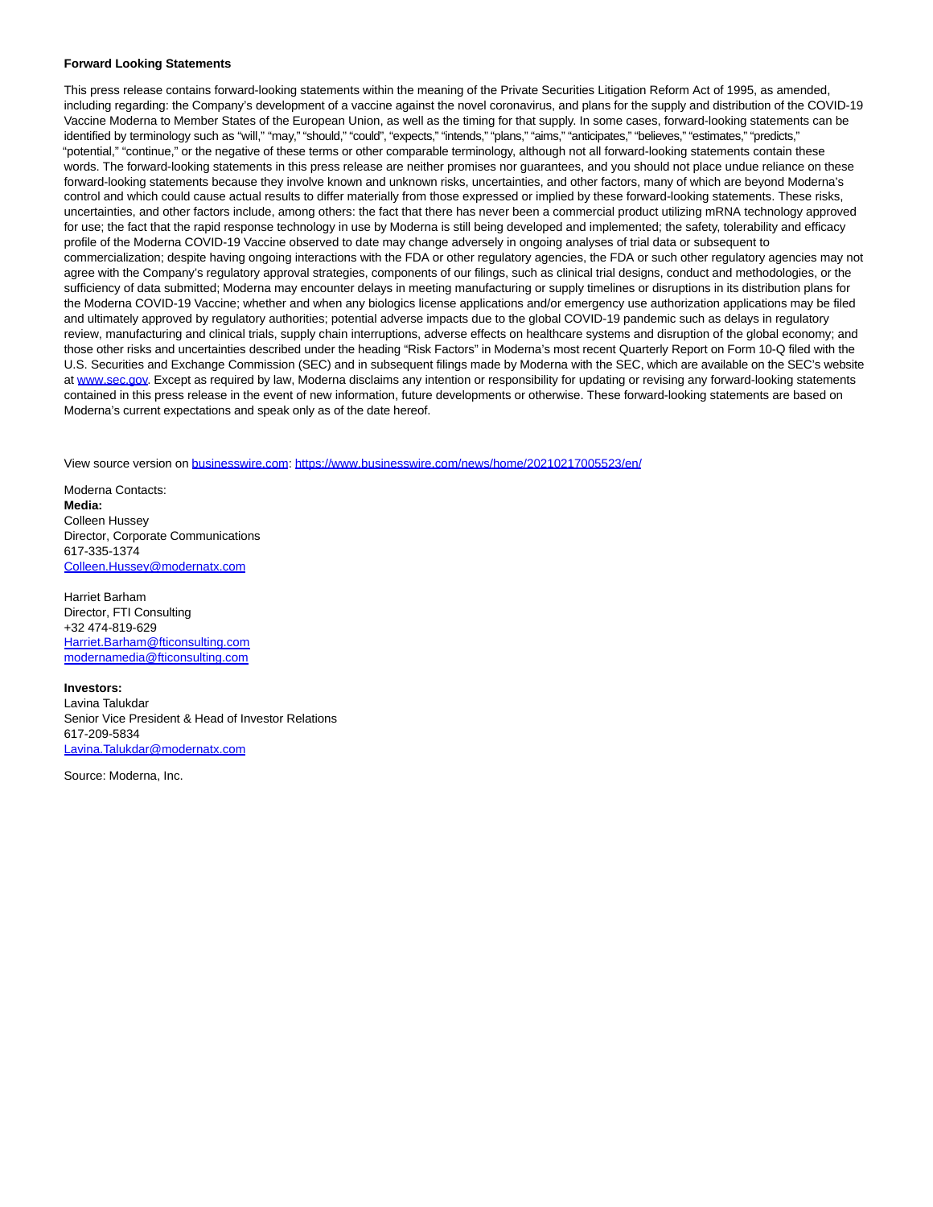**Forward Looking Statements**

This press release contains forward-looking statements within the meaning of the Private Securities Litigation Reform Act of 1995, as amended, including regarding: the Company's development of a vaccine against the novel coronavirus, and plans for the supply and distribution of the COVID-19 Vaccine Moderna to Member States of the European Union, as well as the timing for that supply. In some cases, forward-looking statements can be identified by terminology such as "will," "may," "should," "could", "expects," "intends," "plans," "aims," "anticipates," "believes," "estimates," "predicts," "potential," "continue," or the negative of these terms or other comparable terminology, although not all forward-looking statements contain these words. The forward-looking statements in this press release are neither promises nor guarantees, and you should not place undue reliance on these forward-looking statements because they involve known and unknown risks, uncertainties, and other factors, many of which are beyond Moderna's control and which could cause actual results to differ materially from those expressed or implied by these forward-looking statements. These risks, uncertainties, and other factors include, among others: the fact that there has never been a commercial product utilizing mRNA technology approved for use; the fact that the rapid response technology in use by Moderna is still being developed and implemented; the safety, tolerability and efficacy profile of the Moderna COVID-19 Vaccine observed to date may change adversely in ongoing analyses of trial data or subsequent to commercialization; despite having ongoing interactions with the FDA or other regulatory agencies, the FDA or such other regulatory agencies may not agree with the Company's regulatory approval strategies, components of our filings, such as clinical trial designs, conduct and methodologies, or the sufficiency of data submitted; Moderna may encounter delays in meeting manufacturing or supply timelines or disruptions in its distribution plans for the Moderna COVID-19 Vaccine; whether and when any biologics license applications and/or emergency use authorization applications may be filed and ultimately approved by regulatory authorities; potential adverse impacts due to the global COVID-19 pandemic such as delays in regulatory review, manufacturing and clinical trials, supply chain interruptions, adverse effects on healthcare systems and disruption of the global economy; and those other risks and uncertainties described under the heading "Risk Factors" in Moderna's most recent Quarterly Report on Form 10-Q filed with the U.S. Securities and Exchange Commission (SEC) and in subsequent filings made by Moderna with the SEC, which are available on the SEC's website at www.sec.gov. Except as required by law, Moderna disclaims any intention or responsibility for updating or revising any forward-looking statements contained in this press release in the event of new information, future developments or otherwise. These forward-looking statements are based on Moderna's current expectations and speak only as of the date hereof.

View source version on businesswire.com: https://www.businesswire.com/news/home/20210217005523/en/

Moderna Contacts:
**Media:**
Colleen Hussey
Director, Corporate Communications
617-335-1374
Colleen.Hussey@modernatx.com

Harriet Barham
Director, FTI Consulting
+32 474-819-629
Harriet.Barham@fticonsulting.com
modernamedia@fticonsulting.com

**Investors:**
Lavina Talukdar
Senior Vice President & Head of Investor Relations
617-209-5834
Lavina.Talukdar@modernatx.com

Source: Moderna, Inc.